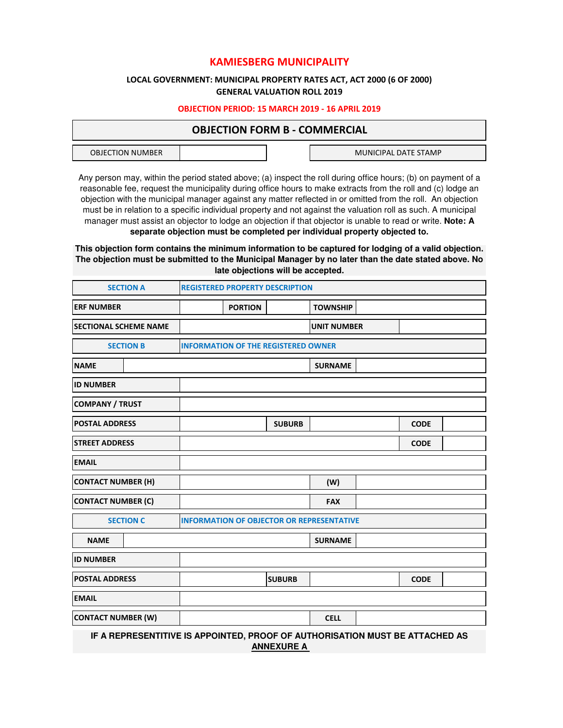# KAMIESBERG MUNICIPALITY

**LOCAL GOVERNMENT: MUNICIPAL PROPERTY RATES ACT, ACT 2000 (6 OF 2000)**
**GENERAL VALUATION ROLL 2019**

**OBJECTION PERIOD: 15 MARCH 2019 - 16 APRIL 2019**

## OBJECTION FORM B - COMMERCIAL

| OBJECTION NUMBER | | | MUNICIPAL DATE STAMP |
|---|---|---|---|

Any person may, within the period stated above; (a) inspect the roll during office hours; (b) on payment of a reasonable fee, request the municipality during office hours to make extracts from the roll and (c) lodge an objection with the municipal manager against any matter reflected in or omitted from the roll. An objection must be in relation to a specific individual property and not against the valuation roll as such. A municipal manager must assist an objector to lodge an objection if that objector is unable to read or write. **Note: A separate objection must be completed per individual property objected to.**

**This objection form contains the minimum information to be captured for lodging of a valid objection. The objection must be submitted to the Municipal Manager by no later than the date stated above. No late objections will be accepted.**

| SECTION A | REGISTERED PROPERTY DESCRIPTION | | | | |
|---|---|---|---|---|---|
| **ERF NUMBER** | | **PORTION** | | **TOWNSHIP** | |
| **SECTIONAL SCHEME NAME** | | | | **UNIT NUMBER** | |

| SECTION B | INFORMATION OF THE REGISTERED OWNER | | | | |
|---|---|---|---|---|---|
| **NAME** | | | | **SURNAME** | |
| **ID NUMBER** | | | | | |
| **COMPANY / TRUST** | | | | | |
| **POSTAL ADDRESS** | | **SUBURB** | | **CODE** | |
| **STREET ADDRESS** | | | | **CODE** | |
| **EMAIL** | | | | | |
| **CONTACT NUMBER (H)** | | | | **(W)** | |
| **CONTACT NUMBER (C)** | | | | **FAX** | |

| SECTION C | INFORMATION OF OBJECTOR OR REPRESENTATIVE | | | | |
|---|---|---|---|---|---|
| **NAME** | | | | **SURNAME** | |
| **ID NUMBER** | | | | | |
| **POSTAL ADDRESS** | | **SUBURB** | | **CODE** | |
| **EMAIL** | | | | | |
| **CONTACT NUMBER (W)** | | | | **CELL** | |

**IF A REPRESENTITIVE IS APPOINTED, PROOF OF AUTHORISATION MUST BE ATTACHED AS ANNEXURE A**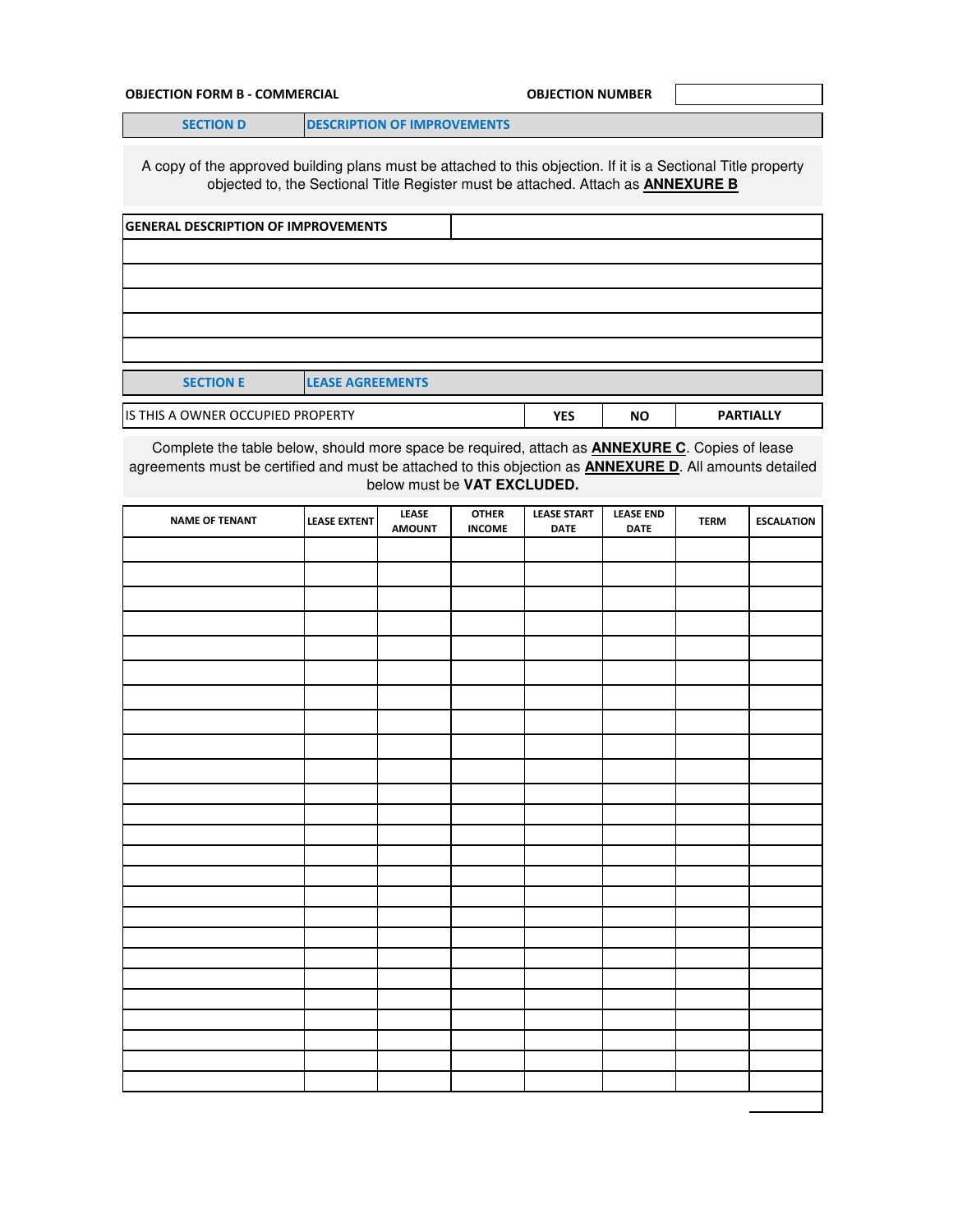**OBJECTION FORM B - COMMERCIAL** **OBJECTION NUMBER**

| SECTION D | DESCRIPTION OF IMPROVEMENTS |
|---|---|

A copy of the approved building plans must be attached to this objection. If it is a Sectional Title property objected to, the Sectional Title Register must be attached. Attach as **ANNEXURE B**

| GENERAL DESCRIPTION OF IMPROVEMENTS | |
|---|---|
| | |
| | |
| | |
| | |
| | |

| SECTION E | LEASE AGREEMENTS |
|---|---|

| IS THIS A OWNER OCCUPIED PROPERTY | YES | NO | PARTIALLY |
|---|---|---|---|

Complete the table below, should more space be required, attach as **ANNEXURE C**. Copies of lease agreements must be certified and must be attached to this objection as **ANNEXURE D**. All amounts detailed below must be **VAT EXCLUDED.**

| NAME OF TENANT | LEASE EXTENT | LEASE AMOUNT | OTHER INCOME | LEASE START DATE | LEASE END DATE | TERM | ESCALATION |
|---|---|---|---|---|---|---|---|
| | | | | | | | |
| | | | | | | | |
| | | | | | | | |
| | | | | | | | |
| | | | | | | | |
| | | | | | | | |
| | | | | | | | |
| | | | | | | | |
| | | | | | | | |
| | | | | | | | |
| | | | | | | | |
| | | | | | | | |
| | | | | | | | |
| | | | | | | | |
| | | | | | | | |
| | | | | | | | |
| | | | | | | | |
| | | | | | | | |
| | | | | | | | |
| | | | | | | | |
| | | | | | | | |
| | | | | | | | |
| | | | | | | | |
| | | | | | | | |
| | | | | | | | |
| | | | | | | | |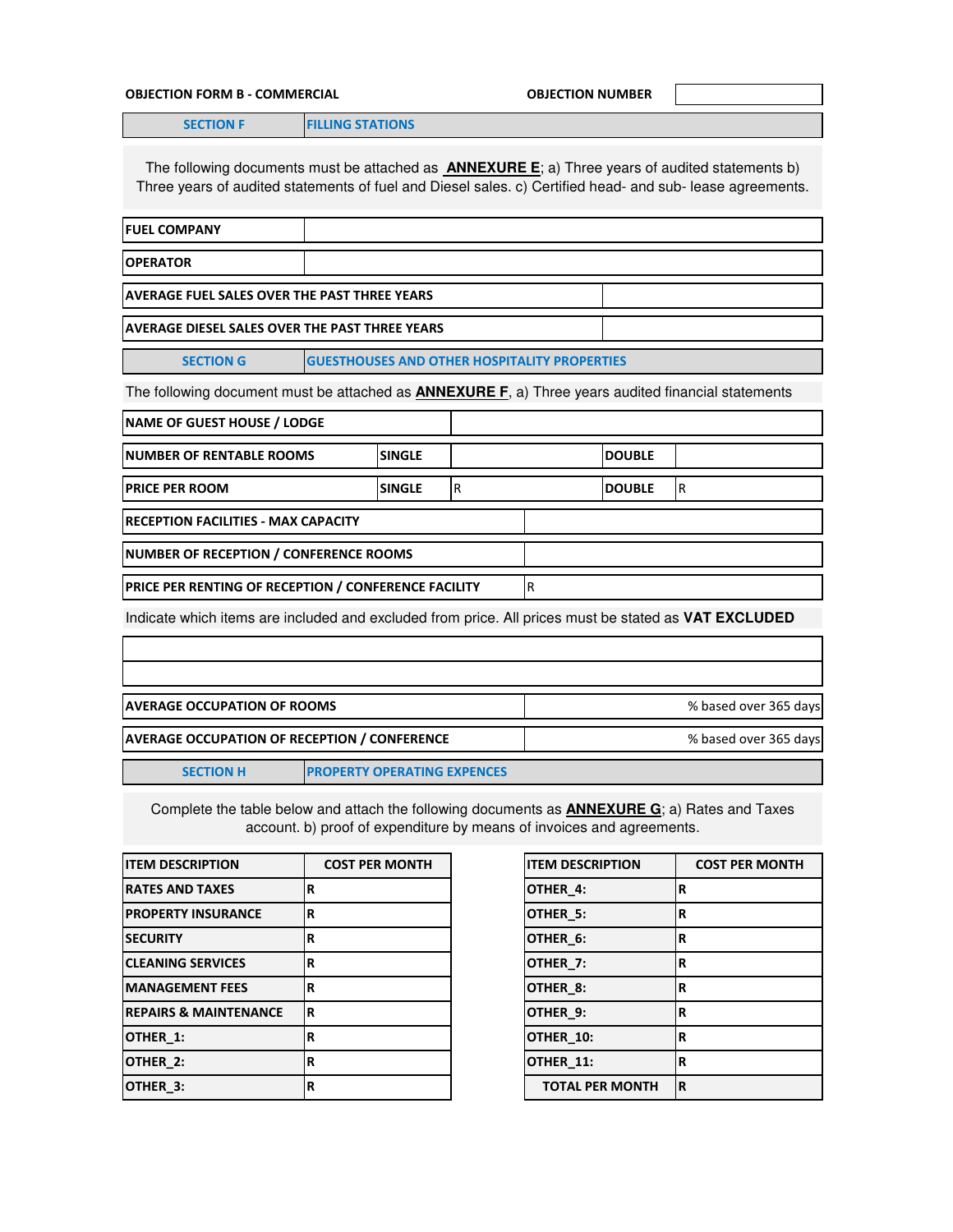**OBJECTION FORM B - COMMERCIAL** **OBJECTION NUMBER**

| SECTION F | FILLING STATIONS |
|---|---|

The following documents must be attached as **ANNEXURE E**; a) Three years of audited statements b) Three years of audited statements of fuel and Diesel sales. c) Certified head- and sub- lease agreements.

| FUEL COMPANY | |
|---|---|
| OPERATOR | |
| AVERAGE FUEL SALES OVER THE PAST THREE YEARS | |
| AVERAGE DIESEL SALES OVER THE PAST THREE YEARS | |

| SECTION G | GUESTHOUSES AND OTHER HOSPITALITY PROPERTIES |
|---|---|

The following document must be attached as **ANNEXURE F**, a) Three years audited financial statements

| NAME OF GUEST HOUSE / LODGE | | | | |
|---|---|---|---|---|
| NUMBER OF RENTABLE ROOMS | SINGLE | | DOUBLE | |
| PRICE PER ROOM | SINGLE | R | DOUBLE | R |
| RECEPTION FACILITIES - MAX CAPACITY | | | | |
| NUMBER OF RECEPTION / CONFERENCE ROOMS | | | | |
| PRICE PER RENTING OF RECEPTION / CONFERENCE FACILITY | R | | | |

Indicate which items are included and excluded from price. All prices must be stated as **VAT EXCLUDED**

| AVERAGE OCCUPATION OF ROOMS | % based over 365 days |
|---|---|
| AVERAGE OCCUPATION OF RECEPTION / CONFERENCE | % based over 365 days |

| SECTION H | PROPERTY OPERATING EXPENCES |
|---|---|

Complete the table below and attach the following documents as **ANNEXURE G**; a) Rates and Taxes account. b) proof of expenditure by means of invoices and agreements.

| ITEM DESCRIPTION | COST PER MONTH | ITEM DESCRIPTION | COST PER MONTH |
|---|---|---|---|
| RATES AND TAXES | R | OTHER_4: | R |
| PROPERTY INSURANCE | R | OTHER_5: | R |
| SECURITY | R | OTHER_6: | R |
| CLEANING SERVICES | R | OTHER_7: | R |
| MANAGEMENT FEES | R | OTHER_8: | R |
| REPAIRS & MAINTENANCE | R | OTHER_9: | R |
| OTHER_1: | R | OTHER_10: | R |
| OTHER_2: | R | OTHER_11: | R |
| OTHER_3: | R | TOTAL PER MONTH | R |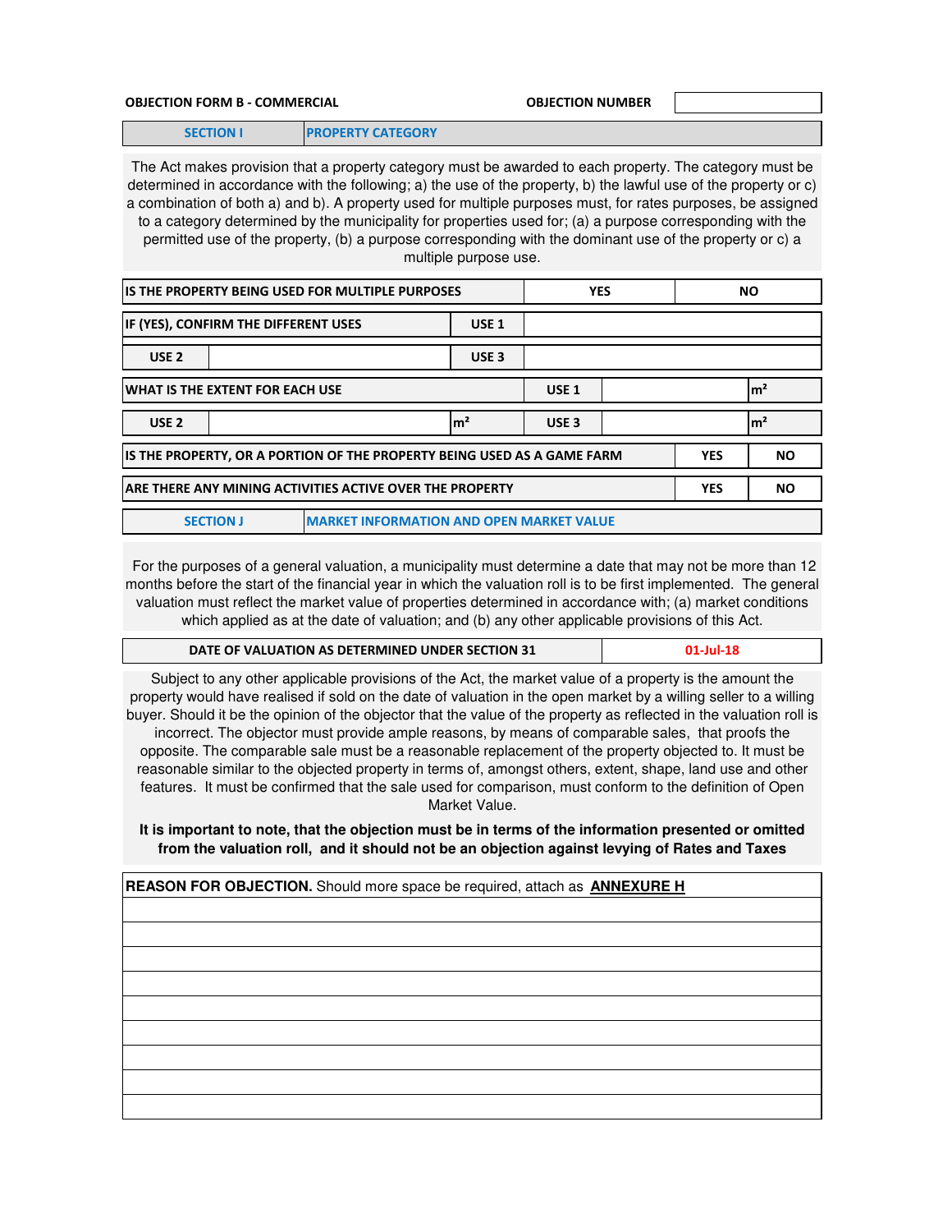**OBJECTION FORM B - COMMERCIAL** **OBJECTION NUMBER**

| SECTION I | PROPERTY CATEGORY |
|---|---|

The Act makes provision that a property category must be awarded to each property. The category must be determined in accordance with the following; a) the use of the property, b) the lawful use of the property or c) a combination of both a) and b). A property used for multiple purposes must, for rates purposes, be assigned to a category determined by the municipality for properties used for; (a) a purpose corresponding with the permitted use of the property, (b) a purpose corresponding with the dominant use of the property or c) a multiple purpose use.

| IS THE PROPERTY BEING USED FOR MULTIPLE PURPOSES | YES | NO |
|---|---|---|

| IF (YES), CONFIRM THE DIFFERENT USES | | USE 1 | |
|---|---|---|---|
| USE 2 | | USE 3 | |

| WHAT IS THE EXTENT FOR EACH USE | | | USE 1 | | m² |
|---|---|---|---|---|---|
| USE 2 | | m² | USE 3 | | m² |

| IS THE PROPERTY, OR A PORTION OF THE PROPERTY BEING USED AS A GAME FARM | YES | NO |
|---|---|---|
| ARE THERE ANY MINING ACTIVITIES ACTIVE OVER THE PROPERTY | YES | NO |

| SECTION J | MARKET INFORMATION AND OPEN MARKET VALUE |
|---|---|

For the purposes of a general valuation, a municipality must determine a date that may not be more than 12 months before the start of the financial year in which the valuation roll is to be first implemented. The general valuation must reflect the market value of properties determined in accordance with; (a) market conditions which applied as at the date of valuation; and (b) any other applicable provisions of this Act.

| DATE OF VALUATION AS DETERMINED UNDER SECTION 31 | 01-Jul-18 |
|---|---|

Subject to any other applicable provisions of the Act, the market value of a property is the amount the property would have realised if sold on the date of valuation in the open market by a willing seller to a willing buyer. Should it be the opinion of the objector that the value of the property as reflected in the valuation roll is incorrect. The objector must provide ample reasons, by means of comparable sales, that proofs the opposite. The comparable sale must be a reasonable replacement of the property objected to. It must be reasonable similar to the objected property in terms of, amongst others, extent, shape, land use and other features. It must be confirmed that the sale used for comparison, must conform to the definition of Open Market Value.

**It is important to note, that the objection must be in terms of the information presented or omitted from the valuation roll, and it should not be an objection against levying of Rates and Taxes**

| **REASON FOR OBJECTION.** Should more space be required, attach as **ANNEXURE H** |
|---|
| |
| |
| |
| |
| |
| |
| |
| |
| |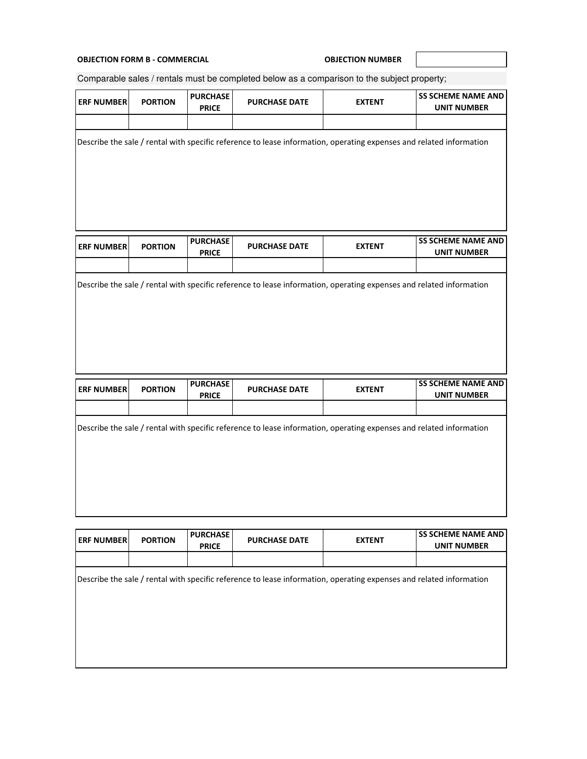**OBJECTION FORM B - COMMERCIAL**

**OBJECTION NUMBER** 

Comparable sales / rentals must be completed below as a comparison to the subject property;

| ERF NUMBER | PORTION | PURCHASE PRICE | PURCHASE DATE | EXTENT | SS SCHEME NAME AND UNIT NUMBER |
|---|---|---|---|---|---|
| | | | | | |

Describe the sale / rental with specific reference to lease information, operating expenses and related information

| ERF NUMBER | PORTION | PURCHASE PRICE | PURCHASE DATE | EXTENT | SS SCHEME NAME AND UNIT NUMBER |
|---|---|---|---|---|---|
| | | | | | |

Describe the sale / rental with specific reference to lease information, operating expenses and related information

| ERF NUMBER | PORTION | PURCHASE PRICE | PURCHASE DATE | EXTENT | SS SCHEME NAME AND UNIT NUMBER |
|---|---|---|---|---|---|
| | | | | | |

Describe the sale / rental with specific reference to lease information, operating expenses and related information

| ERF NUMBER | PORTION | PURCHASE PRICE | PURCHASE DATE | EXTENT | SS SCHEME NAME AND UNIT NUMBER |
|---|---|---|---|---|---|
| | | | | | |

Describe the sale / rental with specific reference to lease information, operating expenses and related information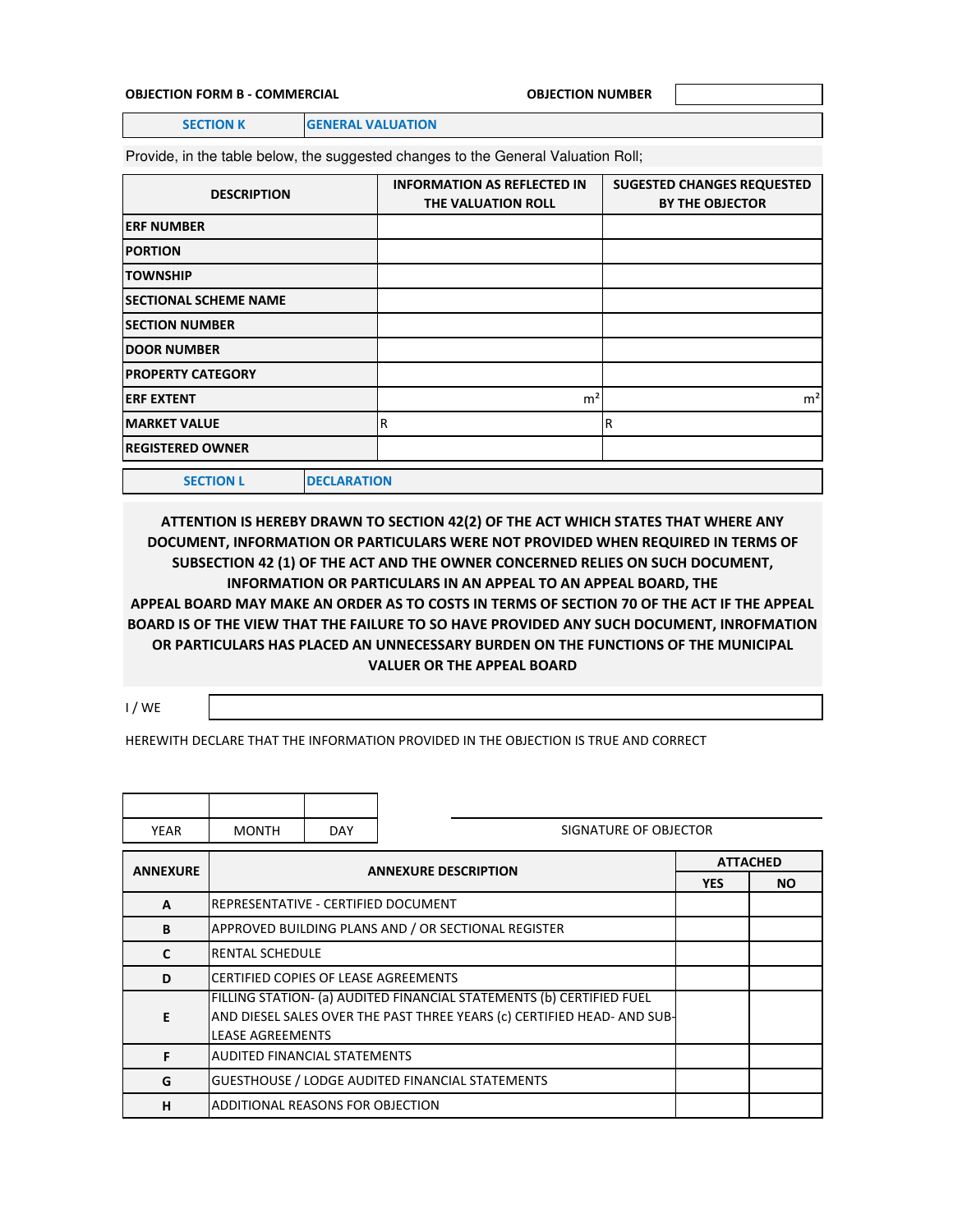**OBJECTION FORM B - COMMERCIAL** **OBJECTION NUMBER** 

| SECTION K | GENERAL VALUATION |
|---|---|

Provide, in the table below, the suggested changes to the General Valuation Roll;

| DESCRIPTION | INFORMATION AS REFLECTED IN THE VALUATION ROLL | SUGESTED CHANGES REQUESTED BY THE OBJECTOR |
|---|---|---|
| ERF NUMBER | | |
| PORTION | | |
| TOWNSHIP | | |
| SECTIONAL SCHEME NAME | | |
| SECTION NUMBER | | |
| DOOR NUMBER | | |
| PROPERTY CATEGORY | | |
| ERF EXTENT | $m^2$ | $m^2$ |
| MARKET VALUE | R | R |
| REGISTERED OWNER | | |

| SECTION L | DECLARATION |
|---|---|

**ATTENTION IS HEREBY DRAWN TO SECTION 42(2) OF THE ACT WHICH STATES THAT WHERE ANY DOCUMENT, INFORMATION OR PARTICULARS WERE NOT PROVIDED WHEN REQUIRED IN TERMS OF SUBSECTION 42 (1) OF THE ACT AND THE OWNER CONCERNED RELIES ON SUCH DOCUMENT, INFORMATION OR PARTICULARS IN AN APPEAL TO AN APPEAL BOARD, THE APPEAL BOARD MAY MAKE AN ORDER AS TO COSTS IN TERMS OF SECTION 70 OF THE ACT IF THE APPEAL BOARD IS OF THE VIEW THAT THE FAILURE TO SO HAVE PROVIDED ANY SUCH DOCUMENT, INROFMATION OR PARTICULARS HAS PLACED AN UNNECESSARY BURDEN ON THE FUNCTIONS OF THE MUNICIPAL VALUER OR THE APPEAL BOARD**

I / WE

HEREWITH DECLARE THAT THE INFORMATION PROVIDED IN THE OBJECTION IS TRUE AND CORRECT

| | | |
|---|---|---|
| YEAR | MONTH | DAY |

SIGNATURE OF OBJECTOR

| ANNEXURE | ANNEXURE DESCRIPTION | ATTACHED | |
|---|---|---|---|
| | | YES | NO |
| A | REPRESENTATIVE - CERTIFIED DOCUMENT | | |
| B | APPROVED BUILDING PLANS AND / OR SECTIONAL REGISTER | | |
| C | RENTAL SCHEDULE | | |
| D | CERTIFIED COPIES OF LEASE AGREEMENTS | | |
| E | FILLING STATION- (a) AUDITED FINANCIAL STATEMENTS (b) CERTIFIED FUEL AND DIESEL SALES OVER THE PAST THREE YEARS (c) CERTIFIED HEAD- AND SUB-LEASE AGREEMENTS | | |
| F | AUDITED FINANCIAL STATEMENTS | | |
| G | GUESTHOUSE / LODGE AUDITED FINANCIAL STATEMENTS | | |
| H | ADDITIONAL REASONS FOR OBJECTION | | |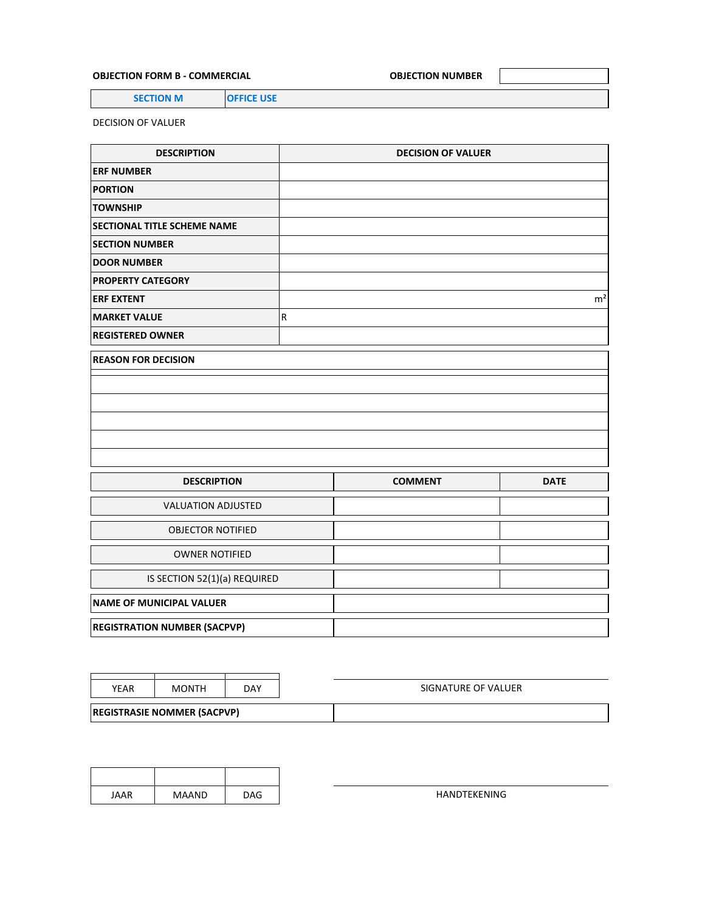**OBJECTION FORM B - COMMERCIAL**

**OBJECTION NUMBER**

| **SECTION M** | **OFFICE USE** |
|---|---|

DECISION OF VALUER

| **DESCRIPTION** | **DECISION OF VALUER** |
|---|---|
| **ERF NUMBER** | |
| **PORTION** | |
| **TOWNSHIP** | |
| **SECTIONAL TITLE SCHEME NAME** | |
| **SECTION NUMBER** | |
| **DOOR NUMBER** | |
| **PROPERTY CATEGORY** | |
| **ERF EXTENT** | $m^2$ |
| **MARKET VALUE** | R |
| **REGISTERED OWNER** | |

| **REASON FOR DECISION** |
|---|
| |
| |
| |
| |
| |

| **DESCRIPTION** | **COMMENT** | **DATE** |
|---|---|---|
| VALUATION ADJUSTED | | |
| OBJECTOR NOTIFIED | | |
| OWNER NOTIFIED | | |
| IS SECTION 52(1)(a) REQUIRED | | |

| | |
|---|---|
| **NAME OF MUNICIPAL VALUER** | |
| **REGISTRATION NUMBER (SACPVP)** | |

| | | |
|---|---|---|
| YEAR | MONTH | DAY |

SIGNATURE OF VALUER

| | |
|---|---|
| **REGISTRASIE NOMMER (SACPVP)** | |

| | | |
|---|---|---|
| JAAR | MAAND | DAG |

HANDTEKENING